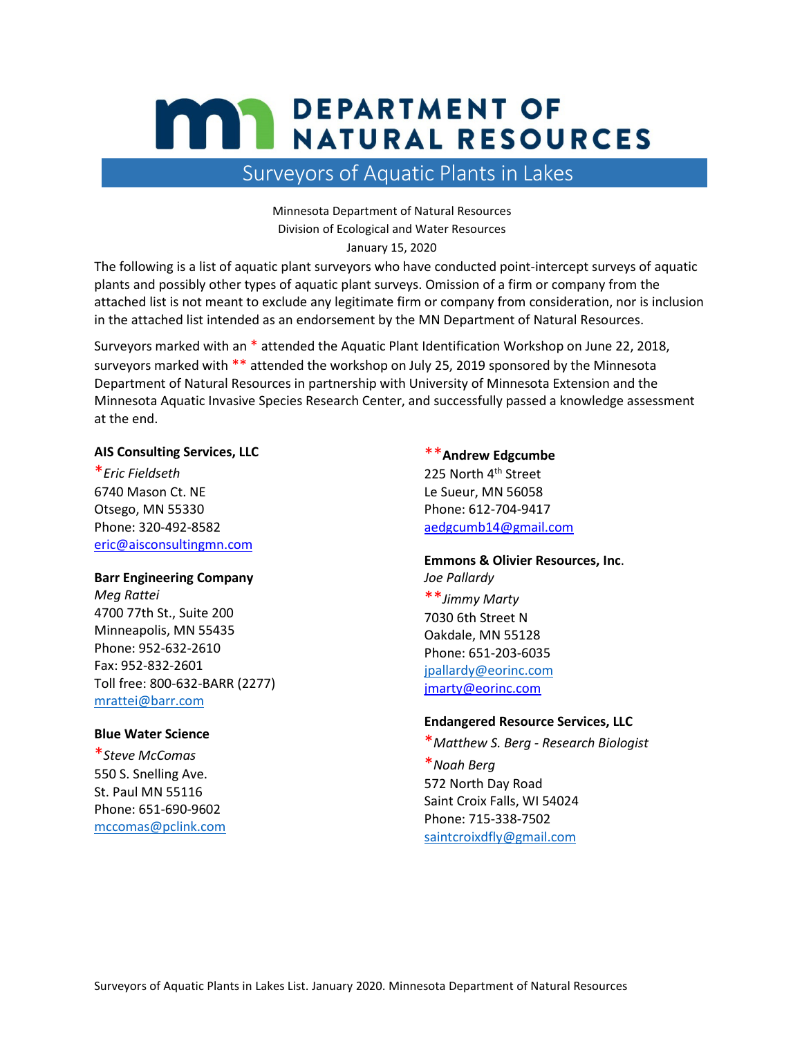# DEPARTMENT OF NATURAL RESOURCES

## Surveyors of Aquatic Plants in Lakes

Minnesota Department of Natural Resources
Division of Ecological and Water Resources
January 15, 2020

The following is a list of aquatic plant surveyors who have conducted point-intercept surveys of aquatic plants and possibly other types of aquatic plant surveys. Omission of a firm or company from the attached list is not meant to exclude any legitimate firm or company from consideration, nor is inclusion in the attached list intended as an endorsement by the MN Department of Natural Resources.

Surveyors marked with an * attended the Aquatic Plant Identification Workshop on June 22, 2018, surveyors marked with ** attended the workshop on July 25, 2019 sponsored by the Minnesota Department of Natural Resources in partnership with University of Minnesota Extension and the Minnesota Aquatic Invasive Species Research Center, and successfully passed a knowledge assessment at the end.

**AIS Consulting Services, LLC**
*\*Eric Fieldseth*
6740 Mason Ct. NE
Otsego, MN 55330
Phone: 320-492-8582
eric@aisconsultingmn.com

**Barr Engineering Company**
*Meg Rattei*
4700 77th St., Suite 200
Minneapolis, MN 55435
Phone: 952-632-2610
Fax: 952-832-2601
Toll free: 800-632-BARR (2277)
mrattei@barr.com

**Blue Water Science**
*\*Steve McComas*
550 S. Snelling Ave.
St. Paul MN 55116
Phone: 651-690-9602
mccomas@pclink.com

****Andrew Edgcumbe**
225 North 4th Street
Le Sueur, MN 56058
Phone: 612-704-9417
aedgcumb14@gmail.com

**Emmons & Olivier Resources, Inc.**
*Joe Pallardy*
*\*\*Jimmy Marty*
7030 6th Street N
Oakdale, MN 55128
Phone: 651-203-6035
jpallardy@eorinc.com
jmarty@eorinc.com

**Endangered Resource Services, LLC**
*\*Matthew S. Berg - Research Biologist*
*\*Noah Berg*
572 North Day Road
Saint Croix Falls, WI 54024
Phone: 715-338-7502
saintcroixdfly@gmail.com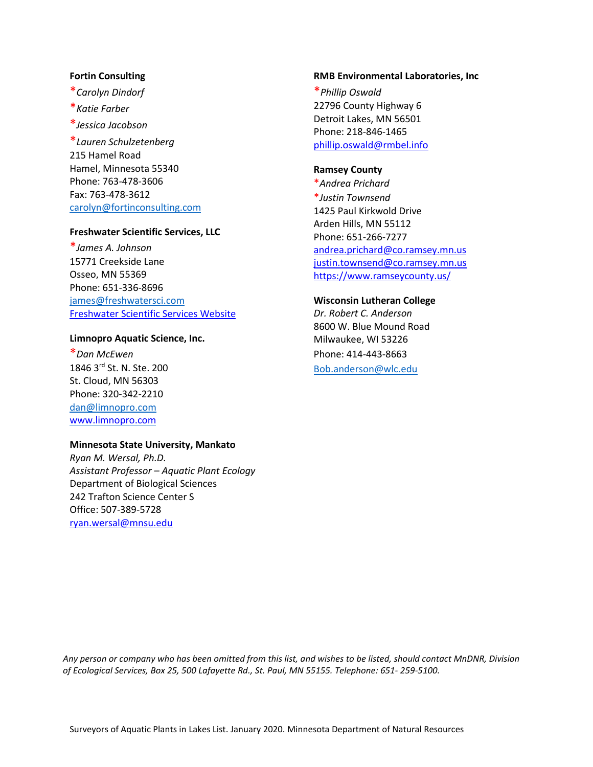**Fortin Consulting**

*\*Carolyn Dindorf*

*\*Katie Farber*

*\*Jessica Jacobson*

*\*Lauren Schulzetenberg*

215 Hamel Road
Hamel, Minnesota 55340
Phone: 763-478-3606
Fax: 763-478-3612
carolyn@fortinconsulting.com

**Freshwater Scientific Services, LLC**

*\*James A. Johnson*

15771 Creekside Lane
Osseo, MN 55369
Phone: 651-336-8696
james@freshwatersci.com
Freshwater Scientific Services Website

**Limnopro Aquatic Science, Inc.**

*\*Dan McEwen*

1846 3rd St. N. Ste. 200
St. Cloud, MN 56303
Phone: 320-342-2210
dan@limnopro.com
www.limnopro.com

**Minnesota State University, Mankato**

*Ryan M. Wersal, Ph.D.*
*Assistant Professor – Aquatic Plant Ecology*
Department of Biological Sciences
242 Trafton Science Center S
Office: 507-389-5728
ryan.wersal@mnsu.edu

**RMB Environmental Laboratories, Inc**

*\*Phillip Oswald*

22796 County Highway 6
Detroit Lakes, MN 56501
Phone: 218-846-1465
phillip.oswald@rmbel.info

**Ramsey County**

*\*Andrea Prichard*

*\*Justin Townsend*

1425 Paul Kirkwold Drive
Arden Hills, MN 55112
Phone: 651-266-7277
andrea.prichard@co.ramsey.mn.us
justin.townsend@co.ramsey.mn.us
https://www.ramseycounty.us/

**Wisconsin Lutheran College**

*Dr. Robert C. Anderson*
8600 W. Blue Mound Road
Milwaukee, WI 53226
Phone: 414-443-8663
Bob.anderson@wlc.edu

*Any person or company who has been omitted from this list, and wishes to be listed, should contact MnDNR, Division of Ecological Services, Box 25, 500 Lafayette Rd., St. Paul, MN 55155. Telephone: 651- 259-5100.*

Surveyors of Aquatic Plants in Lakes List. January 2020. Minnesota Department of Natural Resources